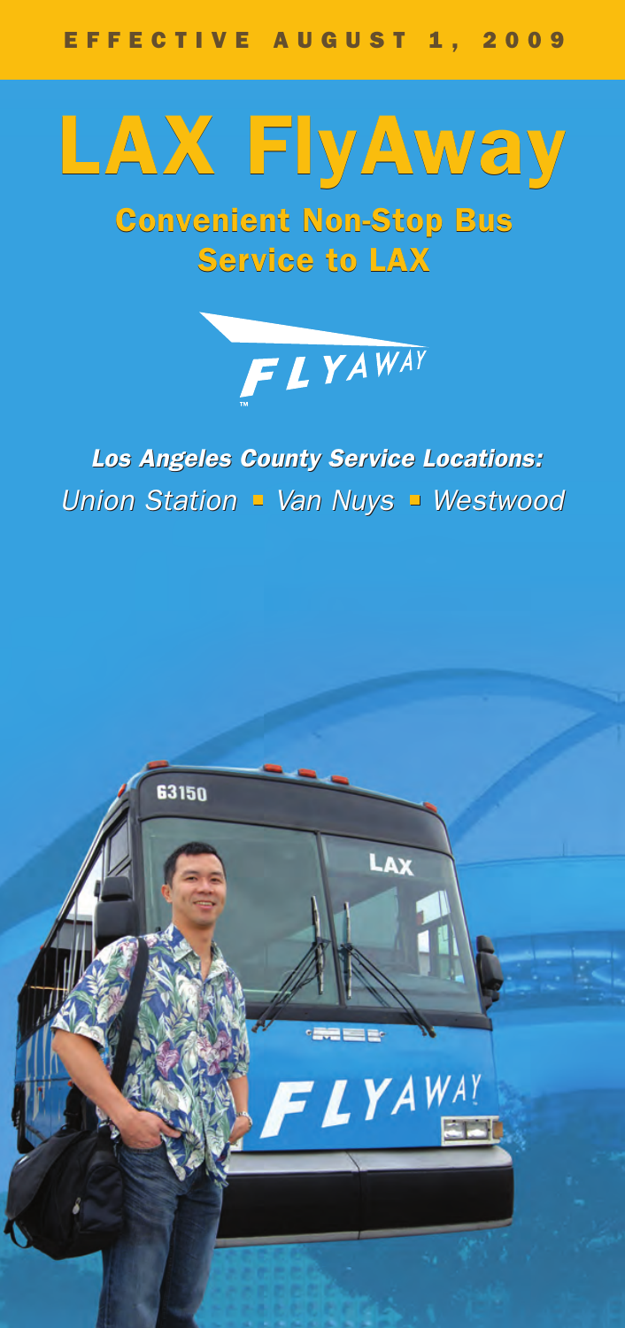EFFECTIVE AUGUST 1, 2009

# LAX FlyAway

## Convenient Non-Stop Bus Service to LAX

FLYAWAY™

***Los Angeles County Service Locations:***

*Union Station ▪ Van Nuys ▪ Westwood*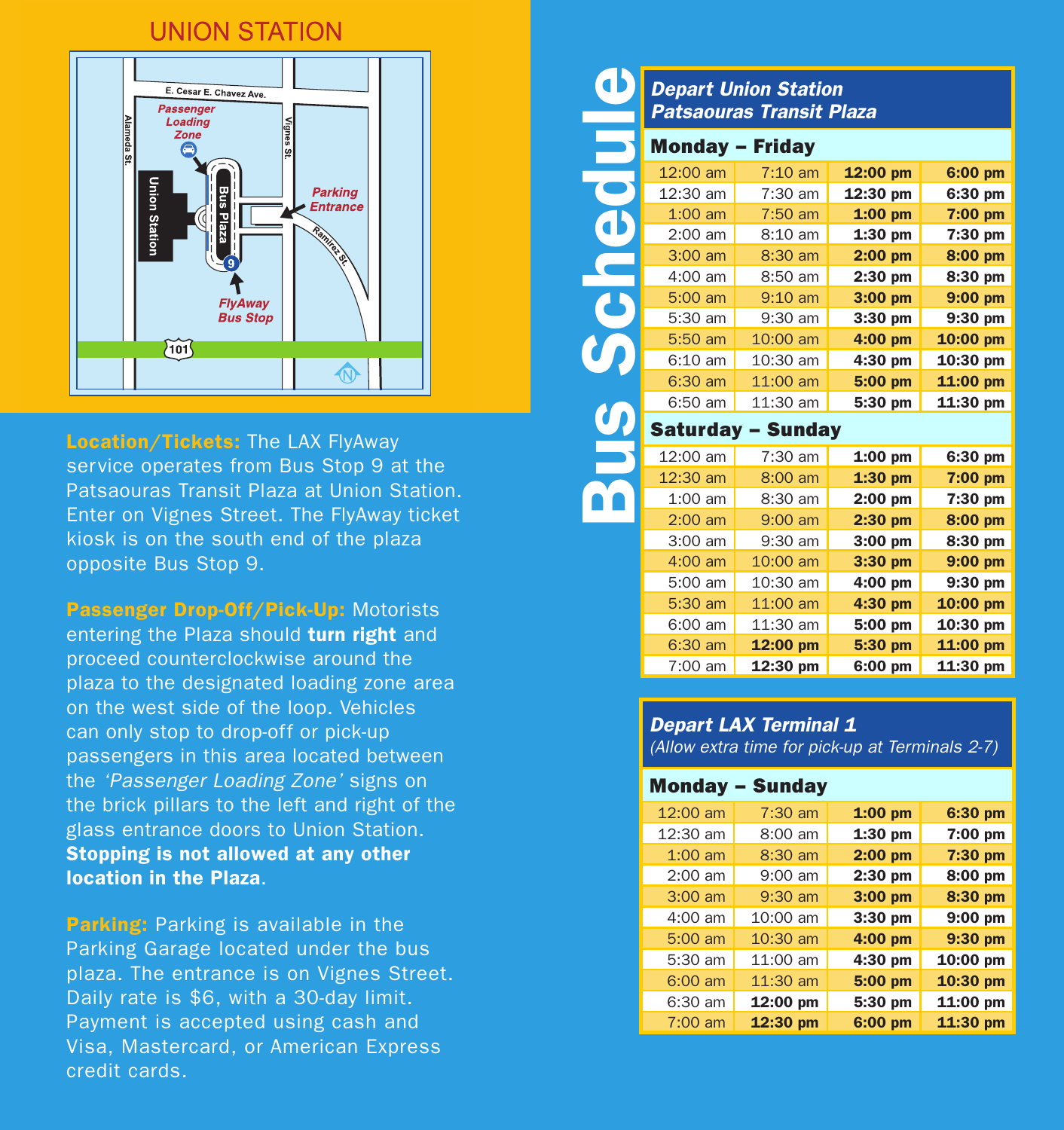## UNION STATION

**Location/Tickets:** The LAX FlyAway service operates from Bus Stop 9 at the Patsaouras Transit Plaza at Union Station. Enter on Vignes Street. The FlyAway ticket kiosk is on the south end of the plaza opposite Bus Stop 9.

**Passenger Drop-Off/Pick-Up:** Motorists entering the Plaza should **turn right** and proceed counterclockwise around the plaza to the designated loading zone area on the west side of the loop. Vehicles can only stop to drop-off or pick-up passengers in this area located between the *'Passenger Loading Zone'* signs on the brick pillars to the left and right of the glass entrance doors to Union Station. **Stopping is not allowed at any other location in the Plaza**.

**Parking:** Parking is available in the Parking Garage located under the bus plaza. The entrance is on Vignes Street. Daily rate is $6, with a 30-day limit. Payment is accepted using cash and Visa, Mastercard, or American Express credit cards.

# Bus Schedule

### *Depart Union Station Patsaouras Transit Plaza*

**Monday – Friday**

| | | | |
|---|---|---|---|
| 12:00 am | 7:10 am | **12:00 pm** | **6:00 pm** |
| 12:30 am | 7:30 am | **12:30 pm** | **6:30 pm** |
| 1:00 am | 7:50 am | **1:00 pm** | **7:00 pm** |
| 2:00 am | 8:10 am | **1:30 pm** | **7:30 pm** |
| 3:00 am | 8:30 am | **2:00 pm** | **8:00 pm** |
| 4:00 am | 8:50 am | **2:30 pm** | **8:30 pm** |
| 5:00 am | 9:10 am | **3:00 pm** | **9:00 pm** |
| 5:30 am | 9:30 am | **3:30 pm** | **9:30 pm** |
| 5:50 am | 10:00 am | **4:00 pm** | **10:00 pm** |
| 6:10 am | 10:30 am | **4:30 pm** | **10:30 pm** |
| 6:30 am | 11:00 am | **5:00 pm** | **11:00 pm** |
| 6:50 am | 11:30 am | **5:30 pm** | **11:30 pm** |

**Saturday – Sunday**

| | | | |
|---|---|---|---|
| 12:00 am | 7:30 am | **1:00 pm** | **6:30 pm** |
| 12:30 am | 8:00 am | **1:30 pm** | **7:00 pm** |
| 1:00 am | 8:30 am | **2:00 pm** | **7:30 pm** |
| 2:00 am | 9:00 am | **2:30 pm** | **8:00 pm** |
| 3:00 am | 9:30 am | **3:00 pm** | **8:30 pm** |
| 4:00 am | 10:00 am | **3:30 pm** | **9:00 pm** |
| 5:00 am | 10:30 am | **4:00 pm** | **9:30 pm** |
| 5:30 am | 11:00 am | **4:30 pm** | **10:00 pm** |
| 6:00 am | 11:30 am | **5:00 pm** | **10:30 pm** |
| 6:30 am | **12:00 pm** | **5:30 pm** | **11:00 pm** |
| 7:00 am | **12:30 pm** | **6:00 pm** | **11:30 pm** |

### *Depart LAX Terminal 1*

*(Allow extra time for pick-up at Terminals 2-7)*

**Monday – Sunday**

| | | | |
|---|---|---|---|
| 12:00 am | 7:30 am | **1:00 pm** | **6:30 pm** |
| 12:30 am | 8:00 am | **1:30 pm** | **7:00 pm** |
| 1:00 am | 8:30 am | **2:00 pm** | **7:30 pm** |
| 2:00 am | 9:00 am | **2:30 pm** | **8:00 pm** |
| 3:00 am | 9:30 am | **3:00 pm** | **8:30 pm** |
| 4:00 am | 10:00 am | **3:30 pm** | **9:00 pm** |
| 5:00 am | 10:30 am | **4:00 pm** | **9:30 pm** |
| 5:30 am | 11:00 am | **4:30 pm** | **10:00 pm** |
| 6:00 am | 11:30 am | **5:00 pm** | **10:30 pm** |
| 6:30 am | **12:00 pm** | **5:30 pm** | **11:00 pm** |
| 7:00 am | **12:30 pm** | **6:00 pm** | **11:30 pm** |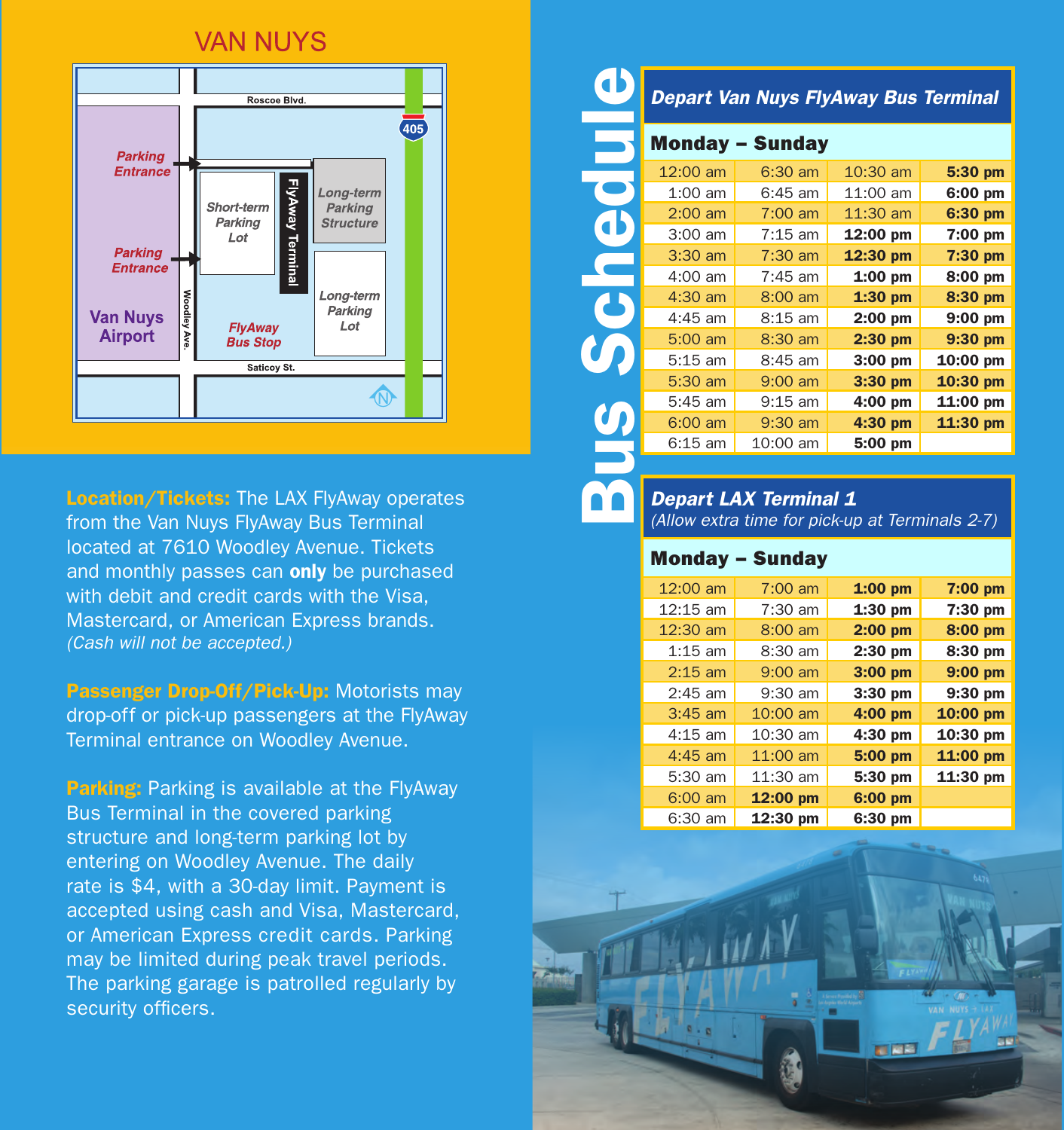# VAN NUYS

Roscoe Blvd.

405

Parking Entrance

Parking Entrance

Short-term Parking Lot

FlyAway Terminal

Long-term Parking Structure

Long-term Parking Lot

Van Nuys Airport

Woodley Ave.

FlyAway Bus Stop

Saticoy St.

N

**Location/Tickets:** The LAX FlyAway operates from the Van Nuys FlyAway Bus Terminal located at 7610 Woodley Avenue. Tickets and monthly passes can **only** be purchased with debit and credit cards with the Visa, Mastercard, or American Express brands. *(Cash will not be accepted.)*

**Passenger Drop-Off/Pick-Up:** Motorists may drop-off or pick-up passengers at the FlyAway Terminal entrance on Woodley Avenue.

**Parking:** Parking is available at the FlyAway Bus Terminal in the covered parking structure and long-term parking lot by entering on Woodley Avenue. The daily rate is $4, with a 30-day limit. Payment is accepted using cash and Visa, Mastercard, or American Express credit cards. Parking may be limited during peak travel periods. The parking garage is patrolled regularly by security officers.

# Bus Schedule

## *Depart Van Nuys FlyAway Bus Terminal*

**Monday – Sunday**

| | | | |
|---|---|---|---|
| 12:00 am | 6:30 am | 10:30 am | **5:30 pm** |
| 1:00 am | 6:45 am | 11:00 am | **6:00 pm** |
| 2:00 am | 7:00 am | 11:30 am | **6:30 pm** |
| 3:00 am | 7:15 am | **12:00 pm** | **7:00 pm** |
| 3:30 am | 7:30 am | **12:30 pm** | **7:30 pm** |
| 4:00 am | 7:45 am | **1:00 pm** | **8:00 pm** |
| 4:30 am | 8:00 am | **1:30 pm** | **8:30 pm** |
| 4:45 am | 8:15 am | **2:00 pm** | **9:00 pm** |
| 5:00 am | 8:30 am | **2:30 pm** | **9:30 pm** |
| 5:15 am | 8:45 am | **3:00 pm** | **10:00 pm** |
| 5:30 am | 9:00 am | **3:30 pm** | **10:30 pm** |
| 5:45 am | 9:15 am | **4:00 pm** | **11:00 pm** |
| 6:00 am | 9:30 am | **4:30 pm** | **11:30 pm** |
| 6:15 am | 10:00 am | **5:00 pm** | |

## *Depart LAX Terminal 1*

*(Allow extra time for pick-up at Terminals 2-7)*

**Monday – Sunday**

| | | | |
|---|---|---|---|
| 12:00 am | 7:00 am | **1:00 pm** | **7:00 pm** |
| 12:15 am | 7:30 am | **1:30 pm** | **7:30 pm** |
| 12:30 am | 8:00 am | **2:00 pm** | **8:00 pm** |
| 1:15 am | 8:30 am | **2:30 pm** | **8:30 pm** |
| 2:15 am | 9:00 am | **3:00 pm** | **9:00 pm** |
| 2:45 am | 9:30 am | **3:30 pm** | **9:30 pm** |
| 3:45 am | 10:00 am | **4:00 pm** | **10:00 pm** |
| 4:15 am | 10:30 am | **4:30 pm** | **10:30 pm** |
| 4:45 am | 11:00 am | **5:00 pm** | **11:00 pm** |
| 5:30 am | 11:30 am | **5:30 pm** | **11:30 pm** |
| 6:00 am | **12:00 pm** | **6:00 pm** | |
| 6:30 am | **12:30 pm** | **6:30 pm** | |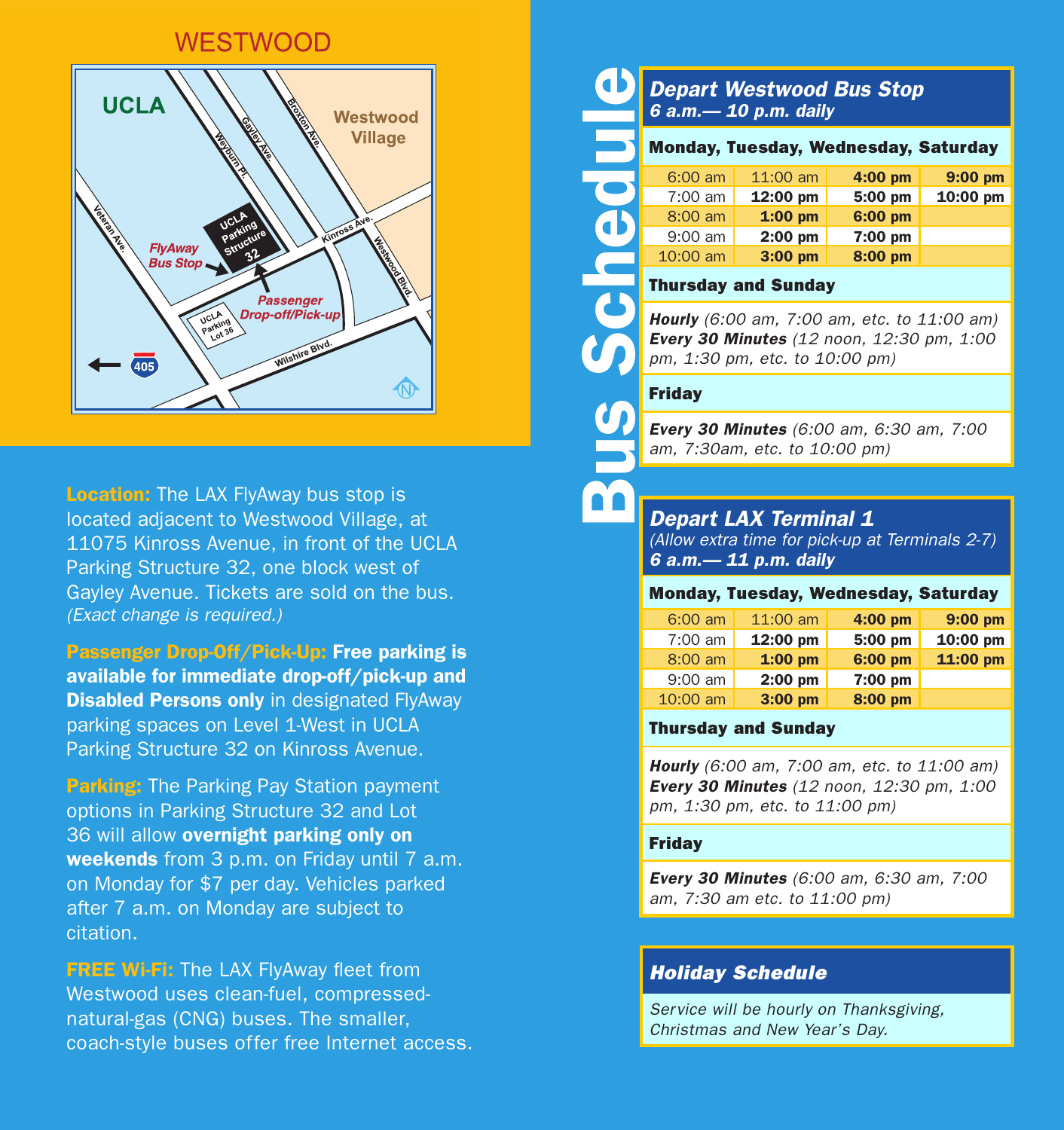## WESTWOOD

UCLA

Westwood Village

Weyburn Pl. · Gayley Ave. · Broxton Ave. · Kinross Ave. · Westwood Blvd. · Veteran Ave. · Wilshire Blvd. · 405

UCLA Parking Structure 32

*FlyAway Bus Stop*

*Passenger Drop-off/Pick-up*

UCLA Parking Lot 36

**Location:** The LAX FlyAway bus stop is located adjacent to Westwood Village, at 11075 Kinross Avenue, in front of the UCLA Parking Structure 32, one block west of Gayley Avenue. Tickets are sold on the bus. *(Exact change is required.)*

**Passenger Drop-Off/Pick-Up: Free parking is available for immediate drop-off/pick-up and Disabled Persons only** in designated FlyAway parking spaces on Level 1-West in UCLA Parking Structure 32 on Kinross Avenue.

**Parking:** The Parking Pay Station payment options in Parking Structure 32 and Lot 36 will allow **overnight parking only on weekends** from 3 p.m. on Friday until 7 a.m. on Monday for $7 per day. Vehicles parked after 7 a.m. on Monday are subject to citation.

**FREE Wi-Fi:** The LAX FlyAway fleet from Westwood uses clean-fuel, compressed-natural-gas (CNG) buses. The smaller, coach-style buses offer free Internet access.

# Bus Schedule

## *Depart Westwood Bus Stop*

***6 a.m.— 10 p.m. daily***

**Monday, Tuesday, Wednesday, Saturday**

| | | | |
|---|---|---|---|
| 6:00 am | 11:00 am | **4:00 pm** | **9:00 pm** |
| 7:00 am | **12:00 pm** | **5:00 pm** | **10:00 pm** |
| 8:00 am | **1:00 pm** | **6:00 pm** | |
| 9:00 am | **2:00 pm** | **7:00 pm** | |
| 10:00 am | **3:00 pm** | **8:00 pm** | |

**Thursday and Sunday**

***Hourly*** *(6:00 am, 7:00 am, etc. to 11:00 am)*
***Every 30 Minutes*** *(12 noon, 12:30 pm, 1:00 pm, 1:30 pm, etc. to 10:00 pm)*

**Friday**

***Every 30 Minutes*** *(6:00 am, 6:30 am, 7:00 am, 7:30am, etc. to 10:00 pm)*

## *Depart LAX Terminal 1*

*(Allow extra time for pick-up at Terminals 2-7)*

***6 a.m.— 11 p.m. daily***

**Monday, Tuesday, Wednesday, Saturday**

| | | | |
|---|---|---|---|
| 6:00 am | 11:00 am | **4:00 pm** | **9:00 pm** |
| 7:00 am | **12:00 pm** | **5:00 pm** | **10:00 pm** |
| 8:00 am | **1:00 pm** | **6:00 pm** | **11:00 pm** |
| 9:00 am | **2:00 pm** | **7:00 pm** | |
| 10:00 am | **3:00 pm** | **8:00 pm** | |

**Thursday and Sunday**

***Hourly*** *(6:00 am, 7:00 am, etc. to 11:00 am)*
***Every 30 Minutes*** *(12 noon, 12:30 pm, 1:00 pm, 1:30 pm, etc. to 11:00 pm)*

**Friday**

***Every 30 Minutes*** *(6:00 am, 6:30 am, 7:00 am, 7:30 am etc. to 11:00 pm)*

## *Holiday Schedule*

*Service will be hourly on Thanksgiving, Christmas and New Year's Day.*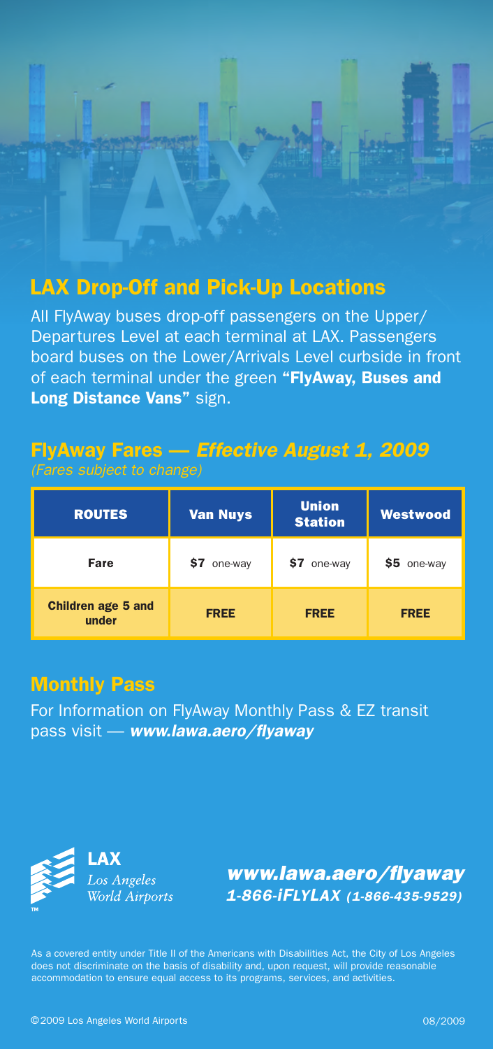## LAX Drop-Off and Pick-Up Locations

All FlyAway buses drop-off passengers on the Upper/ Departures Level at each terminal at LAX. Passengers board buses on the Lower/Arrivals Level curbside in front of each terminal under the green **"FlyAway, Buses and Long Distance Vans"** sign.

## FlyAway Fares — *Effective August 1, 2009*

*(Fares subject to change)*

| ROUTES | Van Nuys | Union Station | Westwood |
|---|---|---|---|
| **Fare** | **$7** one-way | **$7** one-way | **$5** one-way |
| **Children age 5 and under** | **FREE** | **FREE** | **FREE** |

## Monthly Pass

For Information on FlyAway Monthly Pass & EZ transit pass visit — ***www.lawa.aero/flyaway***

**LAX**
*Los Angeles World Airports*

***www.lawa.aero/flyaway***
***1-866-iFLYLAX (1-866-435-9529)***

As a covered entity under Title II of the Americans with Disabilities Act, the City of Los Angeles does not discriminate on the basis of disability and, upon request, will provide reasonable accommodation to ensure equal access to its programs, services, and activities.

©2009 Los Angeles World Airports 08/2009